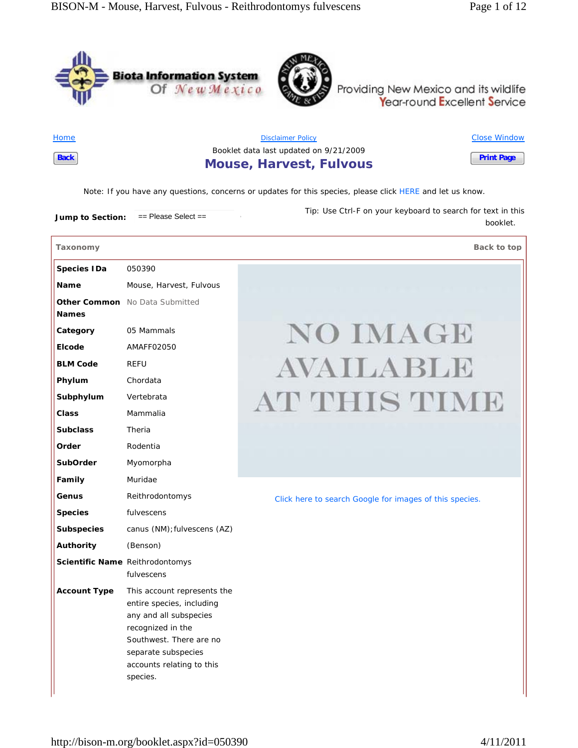Biota Information System Of New Mexico

Providing New Mexico and its wildlife Year-round Excellent Service

Home | Disclaimer Policy | Close Window

Back

Booklet data last updated on 9/21/2009

# Mouse, Harvest, Fulvous

Print Page

Note: If you have any questions, concerns or updates for this species, please click HERE and let us know.

**Jump to Section:** == Please Select ==

Tip: Use Ctrl-F on your keyboard to search for text in this booklet.

## Taxonomy

Back to top

| | |
|---|---|
| **Species IDa** | 050390 |
| **Name** | Mouse, Harvest, Fulvous |
| **Other Common Names** | No Data Submitted |
| **Category** | 05 Mammals |
| **Elcode** | AMAFF02050 |
| **BLM Code** | REFU |
| **Phylum** | Chordata |
| **Subphylum** | Vertebrata |
| **Class** | Mammalia |
| **Subclass** | Theria |
| **Order** | Rodentia |
| **SubOrder** | Myomorpha |
| **Family** | Muridae |
| **Genus** | Reithrodontomys |
| **Species** | fulvescens |
| **Subspecies** | canus (NM);fulvescens (AZ) |
| **Authority** | (Benson) |
| **Scientific Name** | Reithrodontomys fulvescens |
| **Account Type** | This account represents the entire species, including any and all subspecies recognized in the Southwest. There are no separate subspecies accounts relating to this species. |

NO IMAGE AVAILABLE AT THIS TIME

Click here to search Google for images of this species.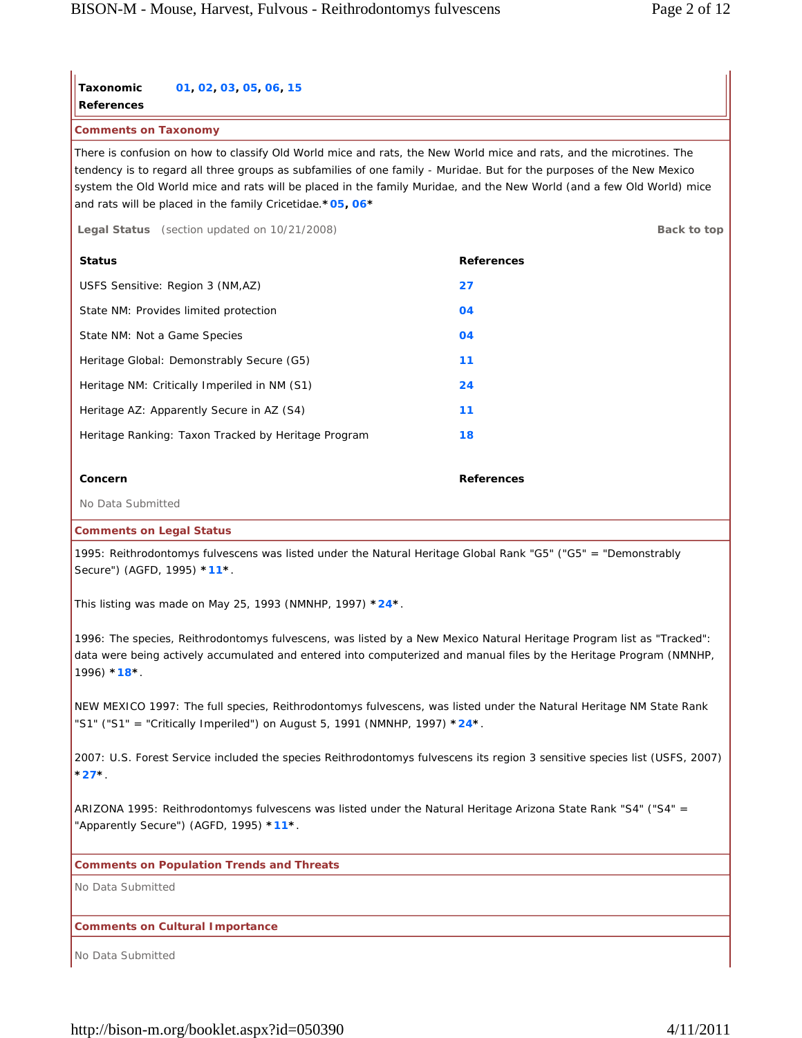| **Taxonomic References** | 01, 02, 03, 05, 06, 15 |
|---|---|

### Comments on Taxonomy

There is confusion on how to classify Old World mice and rats, the New World mice and rats, and the microtines. The tendency is to regard all three groups as subfamilies of one family - Muridae. But for the purposes of the New Mexico system the Old World mice and rats will be placed in the family Muridae, and the New World (and a few Old World) mice and rats will be placed in the family Cricetidae.*05, 06*

**Legal Status** (section updated on 10/21/2008) **Back to top**

| **Status** | **References** |
|---|---|
| USFS Sensitive: Region 3 (NM,AZ) | 27 |
| State NM: Provides limited protection | 04 |
| State NM: Not a Game Species | 04 |
| Heritage Global: Demonstrably Secure (G5) | 11 |
| Heritage NM: Critically Imperiled in NM (S1) | 24 |
| Heritage AZ: Apparently Secure in AZ (S4) | 11 |
| Heritage Ranking: Taxon Tracked by Heritage Program | 18 |

| **Concern** | **References** |
|---|---|
| No Data Submitted | |

### Comments on Legal Status

1995: Reithrodontomys fulvescens was listed under the Natural Heritage Global Rank "G5" ("G5" = "Demonstrably Secure") (AGFD, 1995) *11*.

This listing was made on May 25, 1993 (NMNHP, 1997) *24*.

1996: The species, Reithrodontomys fulvescens, was listed by a New Mexico Natural Heritage Program list as "Tracked": data were being actively accumulated and entered into computerized and manual files by the Heritage Program (NMNHP, 1996) *18*.

NEW MEXICO 1997: The full species, Reithrodontomys fulvescens, was listed under the Natural Heritage NM State Rank "S1" ("S1" = "Critically Imperiled") on August 5, 1991 (NMNHP, 1997) *24*.

2007: U.S. Forest Service included the species Reithrodontomys fulvescens its region 3 sensitive species list (USFS, 2007) *27*.

ARIZONA 1995: Reithrodontomys fulvescens was listed under the Natural Heritage Arizona State Rank "S4" ("S4" = "Apparently Secure") (AGFD, 1995) *11*.

### Comments on Population Trends and Threats

No Data Submitted

### Comments on Cultural Importance

No Data Submitted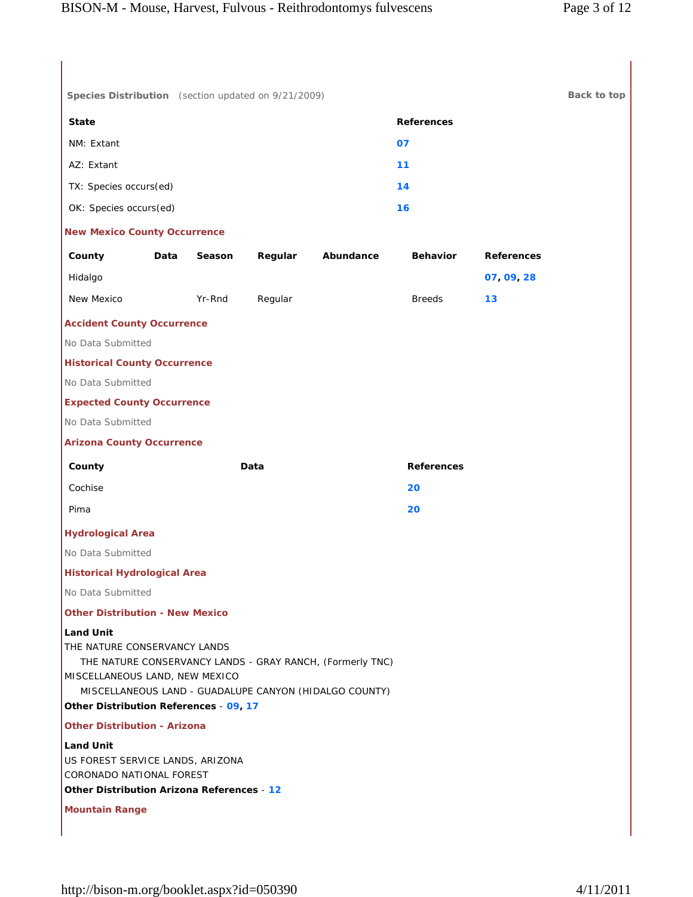**Species Distribution** (section updated on 9/21/2009) **Back to top**

| State | References |
| --- | --- |
| NM: Extant | 07 |
| AZ: Extant | 11 |
| TX: Species occurs(ed) | 14 |
| OK: Species occurs(ed) | 16 |

**New Mexico County Occurrence**

| County | Data | Season | Regular | Abundance | Behavior | References |
| --- | --- | --- | --- | --- | --- | --- |
| Hidalgo | | | | | | 07, 09, 28 |
| New Mexico | | Yr-Rnd | Regular | | Breeds | 13 |

**Accident County Occurrence**

No Data Submitted

**Historical County Occurrence**

No Data Submitted

**Expected County Occurrence**

No Data Submitted

**Arizona County Occurrence**

| County | Data | References |
| --- | --- | --- |
| Cochise | | 20 |
| Pima | | 20 |

**Hydrological Area**

No Data Submitted

**Historical Hydrological Area**

No Data Submitted

**Other Distribution - New Mexico**

**Land Unit**

THE NATURE CONSERVANCY LANDS

THE NATURE CONSERVANCY LANDS - GRAY RANCH, (Formerly TNC)

MISCELLANEOUS LAND, NEW MEXICO

MISCELLANEOUS LAND - GUADALUPE CANYON (HIDALGO COUNTY)

**Other Distribution References** - 09, 17

**Other Distribution - Arizona**

**Land Unit**

US FOREST SERVICE LANDS, ARIZONA

CORONADO NATIONAL FOREST

**Other Distribution Arizona References** - 12

**Mountain Range**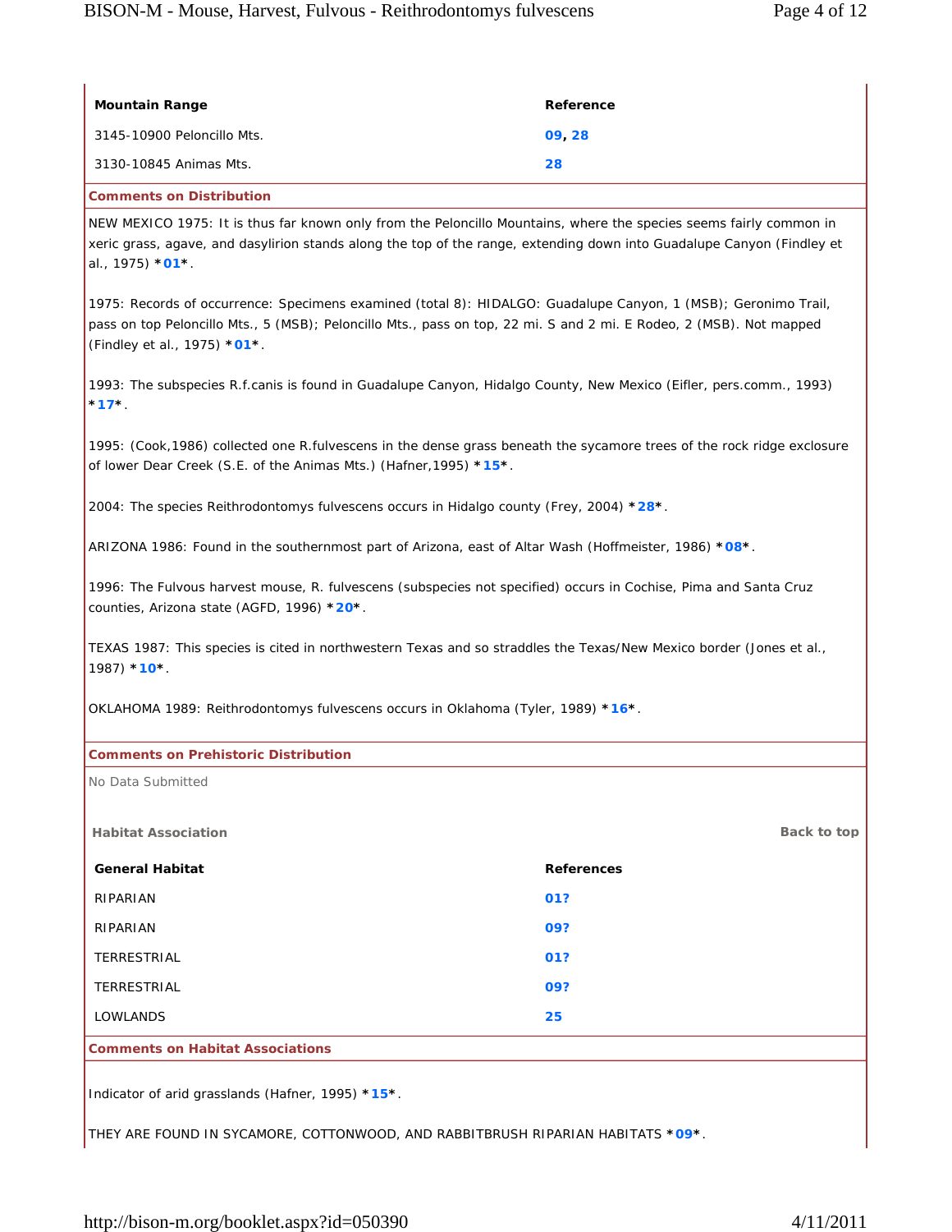| Mountain Range | Reference |
|---|---|
| 3145-10900 Peloncillo Mts. | 09, 28 |
| 3130-10845 Animas Mts. | 28 |

### Comments on Distribution

NEW MEXICO 1975: It is thus far known only from the Peloncillo Mountains, where the species seems fairly common in xeric grass, agave, and dasylirion stands along the top of the range, extending down into Guadalupe Canyon (Findley et al., 1975) *01*.

1975: Records of occurrence: Specimens examined (total 8): HIDALGO: Guadalupe Canyon, 1 (MSB); Geronimo Trail, pass on top Peloncillo Mts., 5 (MSB); Peloncillo Mts., pass on top, 22 mi. S and 2 mi. E Rodeo, 2 (MSB). Not mapped (Findley et al., 1975) *01*.

1993: The subspecies R.f.canis is found in Guadalupe Canyon, Hidalgo County, New Mexico (Eifler, pers.comm., 1993) *17*.

1995: (Cook,1986) collected one R.fulvescens in the dense grass beneath the sycamore trees of the rock ridge exclosure of lower Dear Creek (S.E. of the Animas Mts.) (Hafner,1995) *15*.

2004: The species Reithrodontomys fulvescens occurs in Hidalgo county (Frey, 2004) *28*.

ARIZONA 1986: Found in the southernmost part of Arizona, east of Altar Wash (Hoffmeister, 1986) *08*.

1996: The Fulvous harvest mouse, R. fulvescens (subspecies not specified) occurs in Cochise, Pima and Santa Cruz counties, Arizona state (AGFD, 1996) *20*.

TEXAS 1987: This species is cited in northwestern Texas and so straddles the Texas/New Mexico border (Jones et al., 1987) *10*.

OKLAHOMA 1989: Reithrodontomys fulvescens occurs in Oklahoma (Tyler, 1989) *16*.

### Comments on Prehistoric Distribution

No Data Submitted

## Habitat Association

Back to top

| General Habitat | References |
|---|---|
| RIPARIAN | 01? |
| RIPARIAN | 09? |
| TERRESTRIAL | 01? |
| TERRESTRIAL | 09? |
| LOWLANDS | 25 |

### Comments on Habitat Associations

Indicator of arid grasslands (Hafner, 1995) *15*.

THEY ARE FOUND IN SYCAMORE, COTTONWOOD, AND RABBITBRUSH RIPARIAN HABITATS *09*.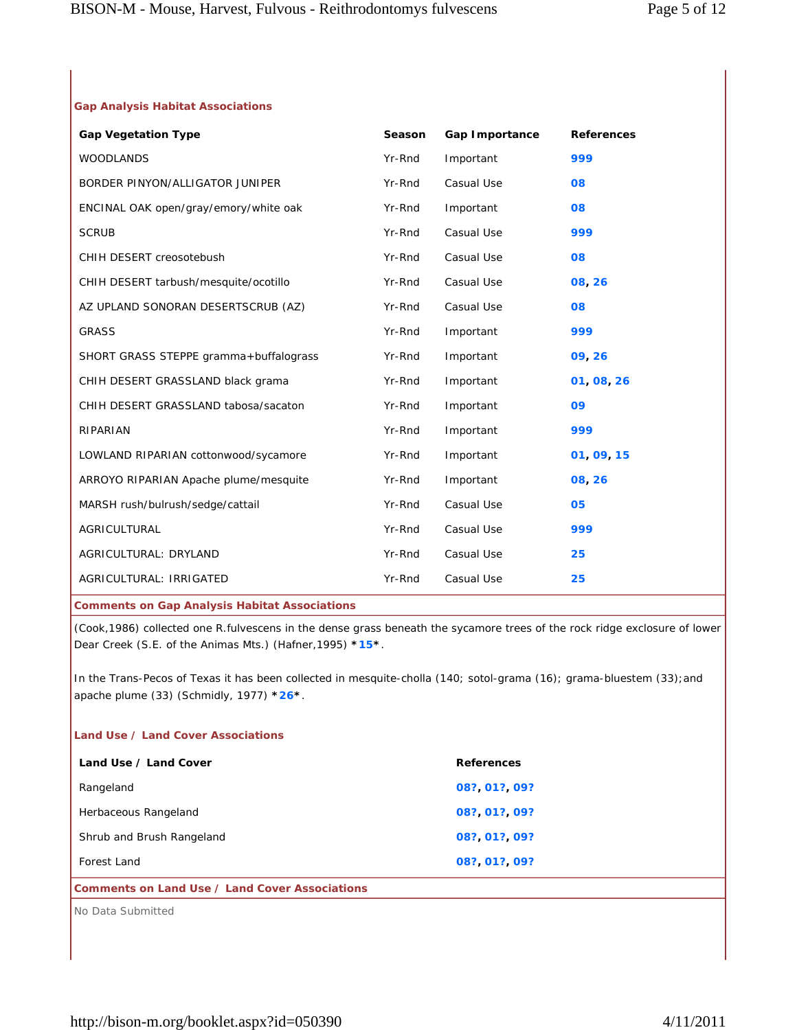### Gap Analysis Habitat Associations

| Gap Vegetation Type | Season | Gap Importance | References |
|---|---|---|---|
| WOODLANDS | Yr-Rnd | Important | 999 |
| BORDER PINYON/ALLIGATOR JUNIPER | Yr-Rnd | Casual Use | 08 |
| ENCINAL OAK open/gray/emory/white oak | Yr-Rnd | Important | 08 |
| SCRUB | Yr-Rnd | Casual Use | 999 |
| CHIH DESERT creosotebush | Yr-Rnd | Casual Use | 08 |
| CHIH DESERT tarbush/mesquite/ocotillo | Yr-Rnd | Casual Use | 08, 26 |
| AZ UPLAND SONORAN DESERTSCRUB (AZ) | Yr-Rnd | Casual Use | 08 |
| GRASS | Yr-Rnd | Important | 999 |
| SHORT GRASS STEPPE gramma+buffalograss | Yr-Rnd | Important | 09, 26 |
| CHIH DESERT GRASSLAND black grama | Yr-Rnd | Important | 01, 08, 26 |
| CHIH DESERT GRASSLAND tabosa/sacaton | Yr-Rnd | Important | 09 |
| RIPARIAN | Yr-Rnd | Important | 999 |
| LOWLAND RIPARIAN cottonwood/sycamore | Yr-Rnd | Important | 01, 09, 15 |
| ARROYO RIPARIAN Apache plume/mesquite | Yr-Rnd | Important | 08, 26 |
| MARSH rush/bulrush/sedge/cattail | Yr-Rnd | Casual Use | 05 |
| AGRICULTURAL | Yr-Rnd | Casual Use | 999 |
| AGRICULTURAL: DRYLAND | Yr-Rnd | Casual Use | 25 |
| AGRICULTURAL: IRRIGATED | Yr-Rnd | Casual Use | 25 |

### Comments on Gap Analysis Habitat Associations

(Cook,1986) collected one R.fulvescens in the dense grass beneath the sycamore trees of the rock ridge exclosure of lower Dear Creek (S.E. of the Animas Mts.) (Hafner,1995) ***15***.

In the Trans-Pecos of Texas it has been collected in mesquite-cholla (140; sotol-grama (16); grama-bluestem (33);and apache plume (33) (Schmidly, 1977) ***26***.

### Land Use / Land Cover Associations

| Land Use / Land Cover | References |
|---|---|
| Rangeland | 08?, 01?, 09? |
| Herbaceous Rangeland | 08?, 01?, 09? |
| Shrub and Brush Rangeland | 08?, 01?, 09? |
| Forest Land | 08?, 01?, 09? |

### Comments on Land Use / Land Cover Associations

No Data Submitted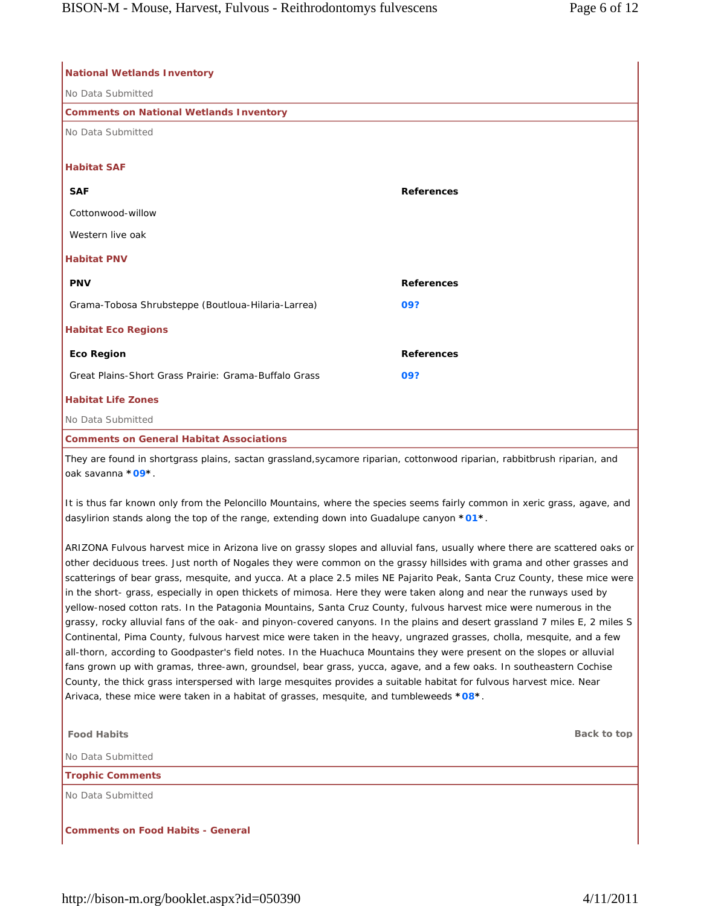### National Wetlands Inventory

No Data Submitted

### Comments on National Wetlands Inventory

No Data Submitted

### Habitat SAF

| SAF | References |
|---|---|
| Cottonwood-willow | |
| Western live oak | |

### Habitat PNV

| PNV | References |
|---|---|
| Grama-Tobosa Shrubsteppe (Boutloua-Hilaria-Larrea) | 09? |

### Habitat Eco Regions

| Eco Region | References |
|---|---|
| Great Plains-Short Grass Prairie: Grama-Buffalo Grass | 09? |

### Habitat Life Zones

No Data Submitted

### Comments on General Habitat Associations

They are found in shortgrass plains, sactan grassland,sycamore riparian, cottonwood riparian, rabbitbrush riparian, and oak savanna *09*.

It is thus far known only from the Peloncillo Mountains, where the species seems fairly common in xeric grass, agave, and dasylirion stands along the top of the range, extending down into Guadalupe canyon *01*.

ARIZONA Fulvous harvest mice in Arizona live on grassy slopes and alluvial fans, usually where there are scattered oaks or other deciduous trees. Just north of Nogales they were common on the grassy hillsides with grama and other grasses and scatterings of bear grass, mesquite, and yucca. At a place 2.5 miles NE Pajarito Peak, Santa Cruz County, these mice were in the short- grass, especially in open thickets of mimosa. Here they were taken along and near the runways used by yellow-nosed cotton rats. In the Patagonia Mountains, Santa Cruz County, fulvous harvest mice were numerous in the grassy, rocky alluvial fans of the oak- and pinyon-covered canyons. In the plains and desert grassland 7 miles E, 2 miles S Continental, Pima County, fulvous harvest mice were taken in the heavy, ungrazed grasses, cholla, mesquite, and a few all-thorn, according to Goodpaster's field notes. In the Huachuca Mountains they were present on the slopes or alluvial fans grown up with gramas, three-awn, groundsel, bear grass, yucca, agave, and a few oaks. In southeastern Cochise County, the thick grass interspersed with large mesquites provides a suitable habitat for fulvous harvest mice. Near Arivaca, these mice were taken in a habitat of grasses, mesquite, and tumbleweeds *08*.

### Food Habits

Back to top

No Data Submitted

### Trophic Comments

No Data Submitted

### Comments on Food Habits - General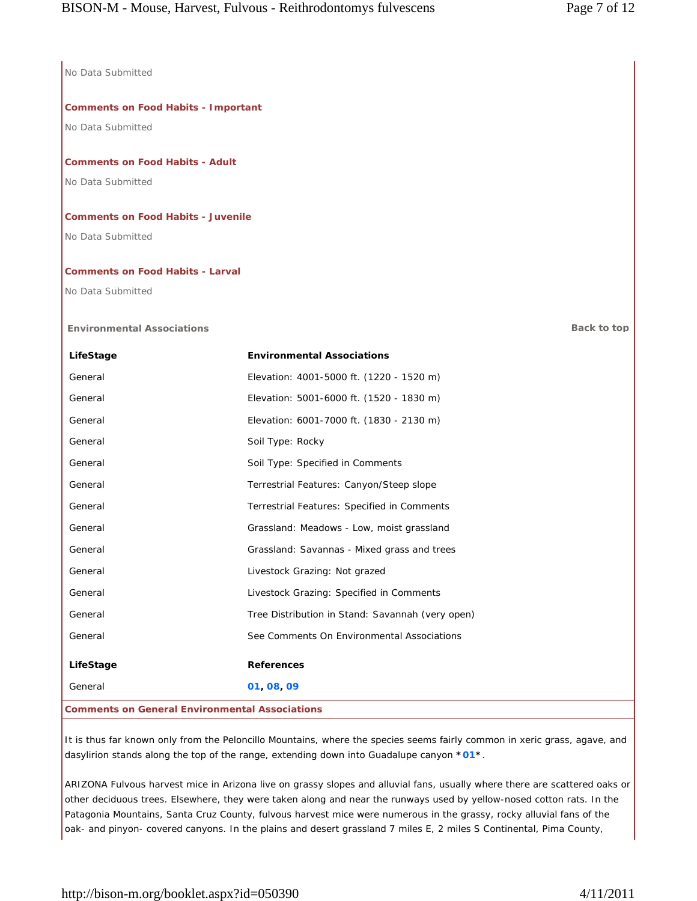No Data Submitted

**Comments on Food Habits - Important**

No Data Submitted

**Comments on Food Habits - Adult**

No Data Submitted

**Comments on Food Habits - Juvenile**

No Data Submitted

**Comments on Food Habits - Larval**

No Data Submitted

**Environmental Associations**

Back to top

| LifeStage | Environmental Associations |
|---|---|
| General | Elevation: 4001-5000 ft. (1220 - 1520 m) |
| General | Elevation: 5001-6000 ft. (1520 - 1830 m) |
| General | Elevation: 6001-7000 ft. (1830 - 2130 m) |
| General | Soil Type: Rocky |
| General | Soil Type: Specified in Comments |
| General | Terrestrial Features: Canyon/Steep slope |
| General | Terrestrial Features: Specified in Comments |
| General | Grassland: Meadows - Low, moist grassland |
| General | Grassland: Savannas - Mixed grass and trees |
| General | Livestock Grazing: Not grazed |
| General | Livestock Grazing: Specified in Comments |
| General | Tree Distribution in Stand: Savannah (very open) |
| General | See Comments On Environmental Associations |

| LifeStage | References |
|---|---|
| General | 01, 08, 09 |

**Comments on General Environmental Associations**

It is thus far known only from the Peloncillo Mountains, where the species seems fairly common in xeric grass, agave, and dasylirion stands along the top of the range, extending down into Guadalupe canyon *01*.

ARIZONA Fulvous harvest mice in Arizona live on grassy slopes and alluvial fans, usually where there are scattered oaks or other deciduous trees. Elsewhere, they were taken along and near the runways used by yellow-nosed cotton rats. In the Patagonia Mountains, Santa Cruz County, fulvous harvest mice were numerous in the grassy, rocky alluvial fans of the oak- and pinyon- covered canyons. In the plains and desert grassland 7 miles E, 2 miles S Continental, Pima County,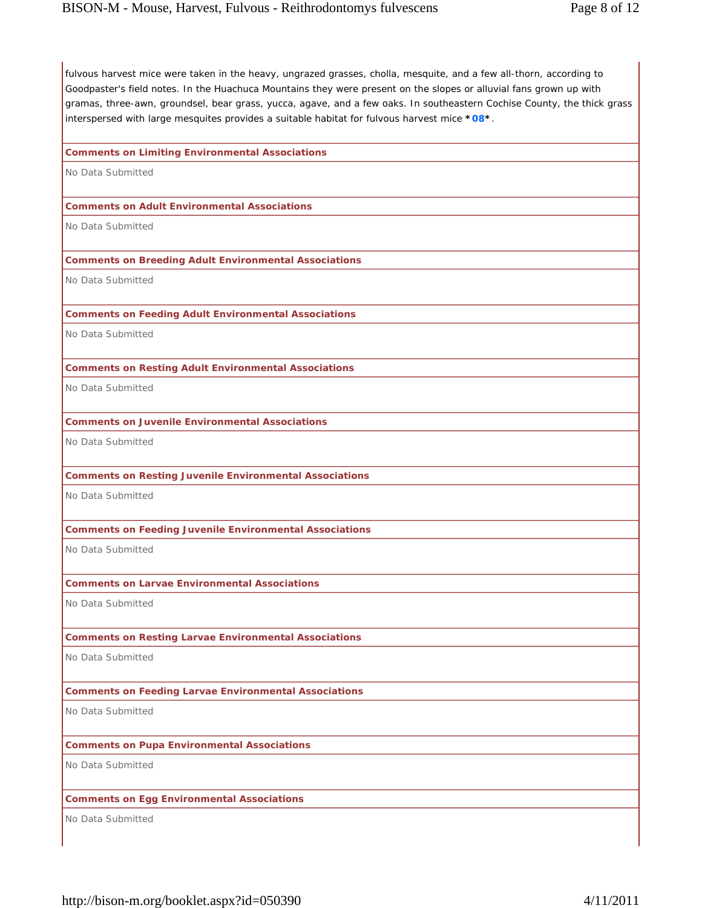fulvous harvest mice were taken in the heavy, ungrazed grasses, cholla, mesquite, and a few all-thorn, according to Goodpaster's field notes. In the Huachuca Mountains they were present on the slopes or alluvial fans grown up with gramas, three-awn, groundsel, bear grass, yucca, agave, and a few oaks. In southeastern Cochise County, the thick grass interspersed with large mesquites provides a suitable habitat for fulvous harvest mice *08*.

**Comments on Limiting Environmental Associations**

No Data Submitted

**Comments on Adult Environmental Associations**

No Data Submitted

**Comments on Breeding Adult Environmental Associations**

No Data Submitted

**Comments on Feeding Adult Environmental Associations**

No Data Submitted

**Comments on Resting Adult Environmental Associations**

No Data Submitted

**Comments on Juvenile Environmental Associations**

No Data Submitted

**Comments on Resting Juvenile Environmental Associations**

No Data Submitted

**Comments on Feeding Juvenile Environmental Associations**

No Data Submitted

**Comments on Larvae Environmental Associations**

No Data Submitted

**Comments on Resting Larvae Environmental Associations**

No Data Submitted

**Comments on Feeding Larvae Environmental Associations**

No Data Submitted

**Comments on Pupa Environmental Associations**

No Data Submitted

**Comments on Egg Environmental Associations**

No Data Submitted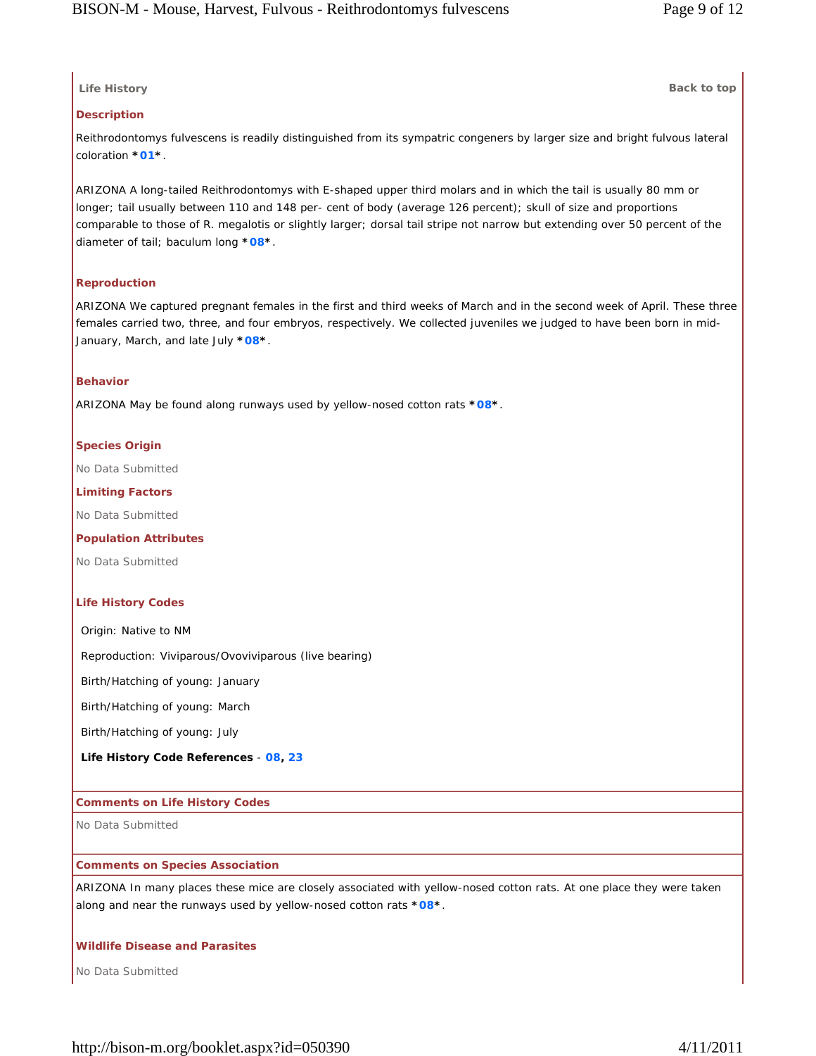## Life History

Back to top

### Description

Reithrodontomys fulvescens is readily distinguished from its sympatric congeners by larger size and bright fulvous lateral coloration *01*.

ARIZONA A long-tailed Reithrodontomys with E-shaped upper third molars and in which the tail is usually 80 mm or longer; tail usually between 110 and 148 per- cent of body (average 126 percent); skull of size and proportions comparable to those of R. megalotis or slightly larger; dorsal tail stripe not narrow but extending over 50 percent of the diameter of tail; baculum long *08*.

### Reproduction

ARIZONA We captured pregnant females in the first and third weeks of March and in the second week of April. These three females carried two, three, and four embryos, respectively. We collected juveniles we judged to have been born in mid-January, March, and late July *08*.

### Behavior

ARIZONA May be found along runways used by yellow-nosed cotton rats *08*.

### Species Origin

No Data Submitted

### Limiting Factors

No Data Submitted

### Population Attributes

No Data Submitted

### Life History Codes

Origin: Native to NM

Reproduction: Viviparous/Ovoviviparous (live bearing)

Birth/Hatching of young: January

Birth/Hatching of young: March

Birth/Hatching of young: July

**Life History Code References** - 08, 23

### Comments on Life History Codes

No Data Submitted

### Comments on Species Association

ARIZONA In many places these mice are closely associated with yellow-nosed cotton rats. At one place they were taken along and near the runways used by yellow-nosed cotton rats *08*.

### Wildlife Disease and Parasites

No Data Submitted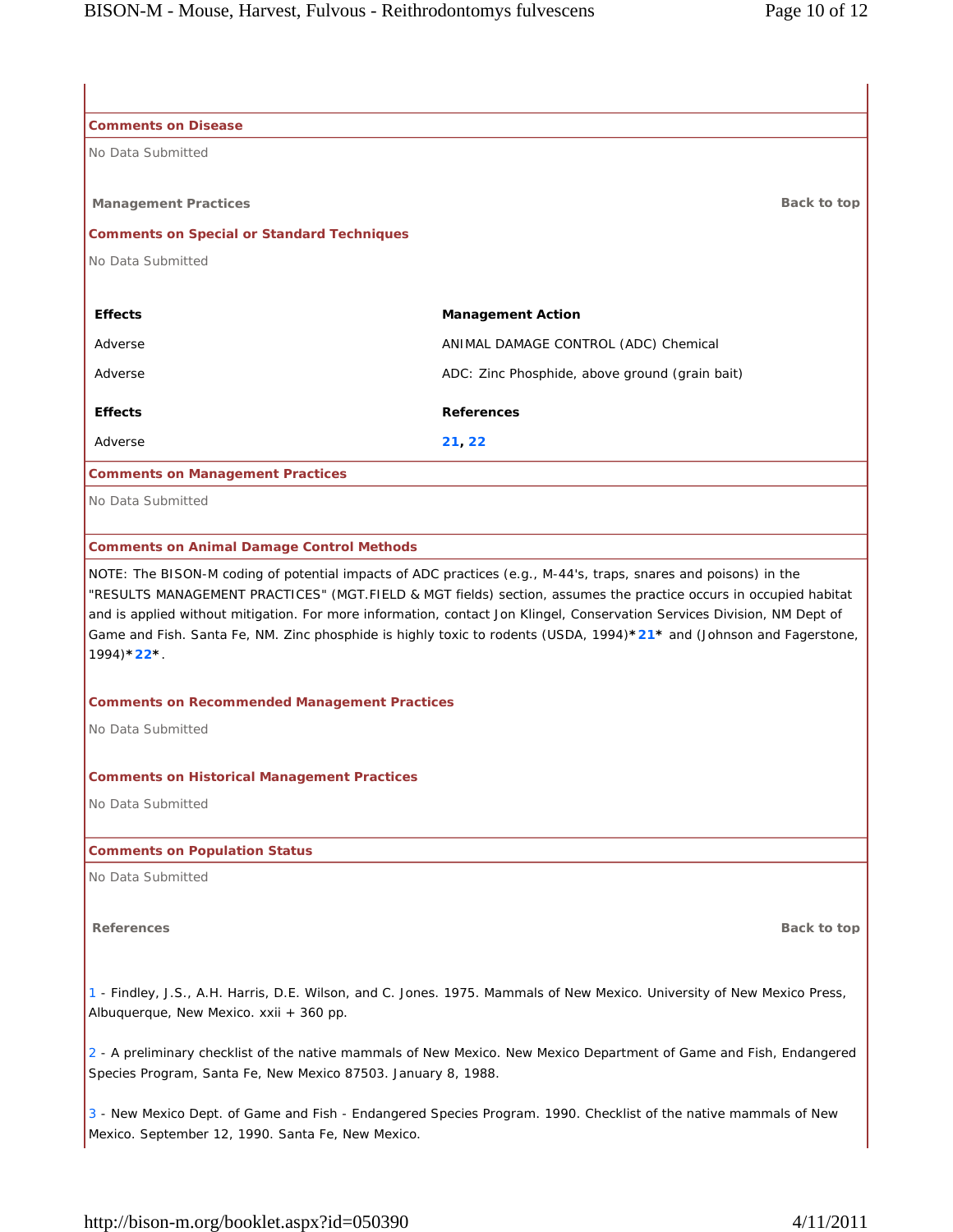### Comments on Disease

No Data Submitted

## Management Practices

Back to top

### Comments on Special or Standard Techniques

No Data Submitted

| Effects | Management Action |
| --- | --- |
| Adverse | ANIMAL DAMAGE CONTROL (ADC) Chemical |
| Adverse | ADC: Zinc Phosphide, above ground (grain bait) |

| Effects | References |
| --- | --- |
| Adverse | 21, 22 |

### Comments on Management Practices

No Data Submitted

### Comments on Animal Damage Control Methods

NOTE: The BISON-M coding of potential impacts of ADC practices (e.g., M-44's, traps, snares and poisons) in the "RESULTS MANAGEMENT PRACTICES" (MGT.FIELD & MGT fields) section, assumes the practice occurs in occupied habitat and is applied without mitigation. For more information, contact Jon Klingel, Conservation Services Division, NM Dept of Game and Fish. Santa Fe, NM. Zinc phosphide is highly toxic to rodents (USDA, 1994)*21* and (Johnson and Fagerstone, 1994)*22*.

### Comments on Recommended Management Practices

No Data Submitted

### Comments on Historical Management Practices

No Data Submitted

### Comments on Population Status

No Data Submitted

## References

Back to top

1 - Findley, J.S., A.H. Harris, D.E. Wilson, and C. Jones. 1975. Mammals of New Mexico. University of New Mexico Press, Albuquerque, New Mexico. xxii + 360 pp.

2 - A preliminary checklist of the native mammals of New Mexico. New Mexico Department of Game and Fish, Endangered Species Program, Santa Fe, New Mexico 87503. January 8, 1988.

3 - New Mexico Dept. of Game and Fish - Endangered Species Program. 1990. Checklist of the native mammals of New Mexico. September 12, 1990. Santa Fe, New Mexico.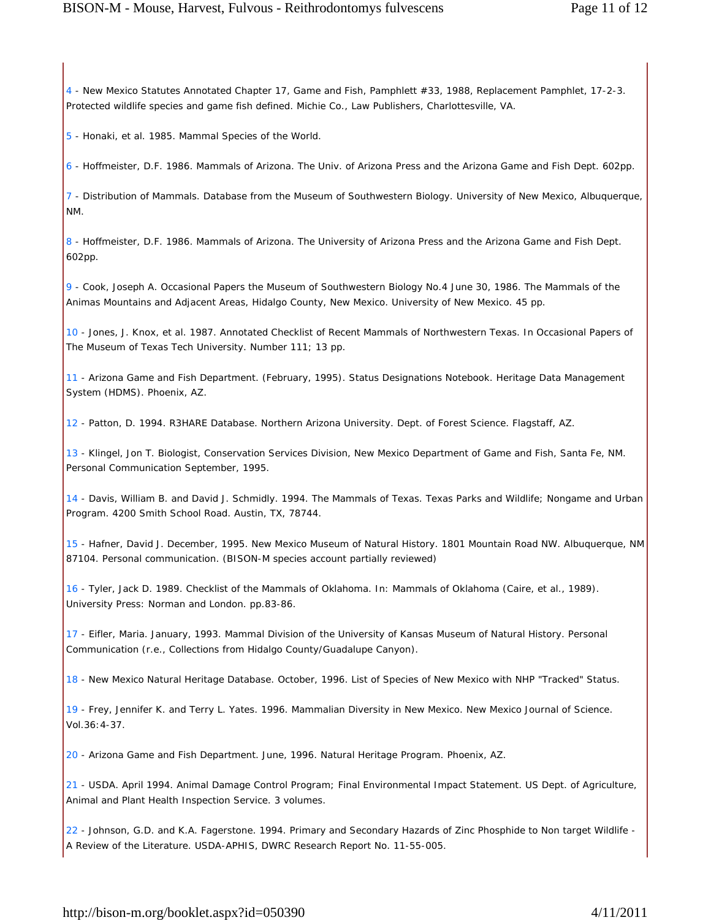4 - New Mexico Statutes Annotated Chapter 17, Game and Fish, Pamphlett #33, 1988, Replacement Pamphlet, 17-2-3. Protected wildlife species and game fish defined. Michie Co., Law Publishers, Charlottesville, VA.

5 - Honaki, et al. 1985. Mammal Species of the World.

6 - Hoffmeister, D.F. 1986. Mammals of Arizona. The Univ. of Arizona Press and the Arizona Game and Fish Dept. 602pp.

7 - Distribution of Mammals. Database from the Museum of Southwestern Biology. University of New Mexico, Albuquerque, NM.

8 - Hoffmeister, D.F. 1986. Mammals of Arizona. The University of Arizona Press and the Arizona Game and Fish Dept. 602pp.

9 - Cook, Joseph A. Occasional Papers the Museum of Southwestern Biology No.4 June 30, 1986. The Mammals of the Animas Mountains and Adjacent Areas, Hidalgo County, New Mexico. University of New Mexico. 45 pp.

10 - Jones, J. Knox, et al. 1987. Annotated Checklist of Recent Mammals of Northwestern Texas. In Occasional Papers of The Museum of Texas Tech University. Number 111; 13 pp.

11 - Arizona Game and Fish Department. (February, 1995). Status Designations Notebook. Heritage Data Management System (HDMS). Phoenix, AZ.

12 - Patton, D. 1994. R3HARE Database. Northern Arizona University. Dept. of Forest Science. Flagstaff, AZ.

13 - Klingel, Jon T. Biologist, Conservation Services Division, New Mexico Department of Game and Fish, Santa Fe, NM. Personal Communication September, 1995.

14 - Davis, William B. and David J. Schmidly. 1994. The Mammals of Texas. Texas Parks and Wildlife; Nongame and Urban Program. 4200 Smith School Road. Austin, TX, 78744.

15 - Hafner, David J. December, 1995. New Mexico Museum of Natural History. 1801 Mountain Road NW. Albuquerque, NM 87104. Personal communication. (BISON-M species account partially reviewed)

16 - Tyler, Jack D. 1989. Checklist of the Mammals of Oklahoma. In: Mammals of Oklahoma (Caire, et al., 1989). University Press: Norman and London. pp.83-86.

17 - Eifler, Maria. January, 1993. Mammal Division of the University of Kansas Museum of Natural History. Personal Communication (r.e., Collections from Hidalgo County/Guadalupe Canyon).

18 - New Mexico Natural Heritage Database. October, 1996. List of Species of New Mexico with NHP "Tracked" Status.

19 - Frey, Jennifer K. and Terry L. Yates. 1996. Mammalian Diversity in New Mexico. New Mexico Journal of Science. Vol.36:4-37.

20 - Arizona Game and Fish Department. June, 1996. Natural Heritage Program. Phoenix, AZ.

21 - USDA. April 1994. Animal Damage Control Program; Final Environmental Impact Statement. US Dept. of Agriculture, Animal and Plant Health Inspection Service. 3 volumes.

22 - Johnson, G.D. and K.A. Fagerstone. 1994. Primary and Secondary Hazards of Zinc Phosphide to Non target Wildlife - A Review of the Literature. USDA-APHIS, DWRC Research Report No. 11-55-005.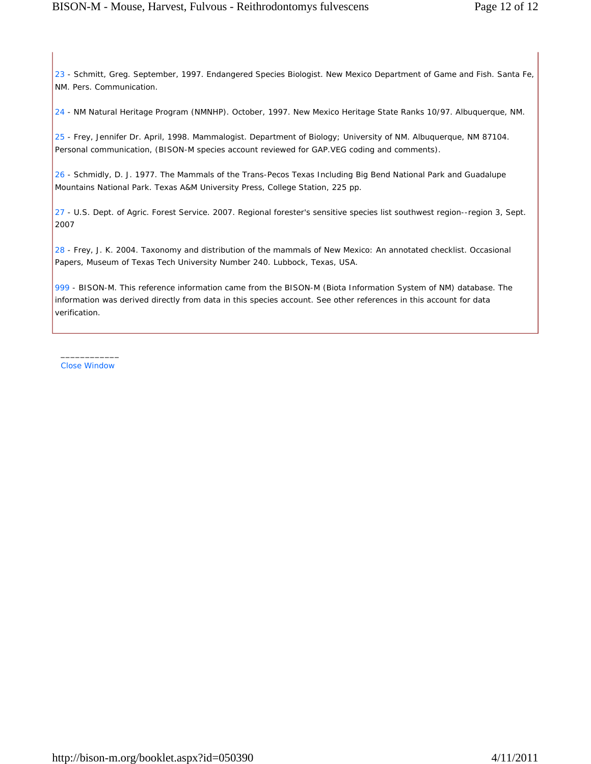23 - Schmitt, Greg. September, 1997. Endangered Species Biologist. New Mexico Department of Game and Fish. Santa Fe, NM. Pers. Communication.

24 - NM Natural Heritage Program (NMNHP). October, 1997. New Mexico Heritage State Ranks 10/97. Albuquerque, NM.

25 - Frey, Jennifer Dr. April, 1998. Mammalogist. Department of Biology; University of NM. Albuquerque, NM 87104. Personal communication, (BISON-M species account reviewed for GAP.VEG coding and comments).

26 - Schmidly, D. J. 1977. The Mammals of the Trans-Pecos Texas Including Big Bend National Park and Guadalupe Mountains National Park. Texas A&M University Press, College Station, 225 pp.

27 - U.S. Dept. of Agric. Forest Service. 2007. Regional forester's sensitive species list southwest region--region 3, Sept. 2007

28 - Frey, J. K. 2004. Taxonomy and distribution of the mammals of New Mexico: An annotated checklist. Occasional Papers, Museum of Texas Tech University Number 240. Lubbock, Texas, USA.

999 - BISON-M. This reference information came from the BISON-M (Biota Information System of NM) database. The information was derived directly from data in this species account. See other references in this account for data verification.

___________
Close Window